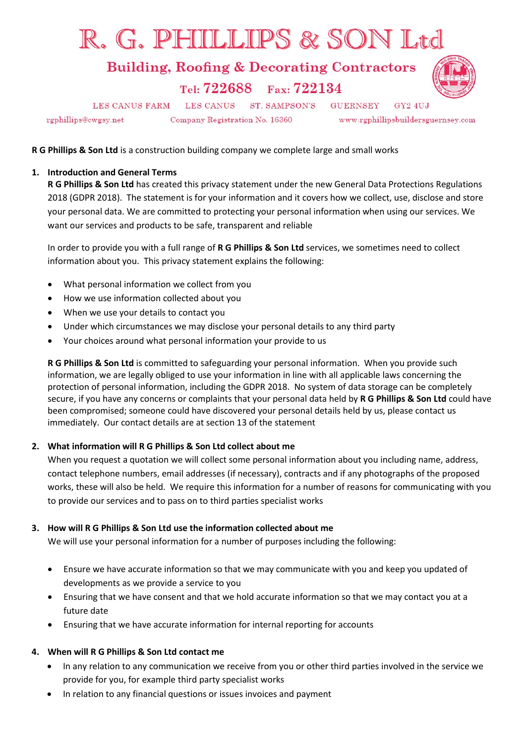# R. G. PHILLIPS & SON Ltd

## Building, Roofing & Decorating Contractors

**Tel: 722688 Fax: 722134**

LES CANUS FARM LES CANUS ST. SAMPSON'S GUERNSEY GY2 4UJ

rgphillips@cwgsy.net Company Registration No. 16360 www.rgphillipsbuildersguernsey.com

**R G Phillips & Son Ltd** is a construction building company we complete large and small works

1. **Introduction and General Terms**

   **R G Phillips & Son Ltd** has created this privacy statement under the new General Data Protections Regulations 2018 (GDPR 2018). The statement is for your information and it covers how we collect, use, disclose and store your personal data. We are committed to protecting your personal information when using our services. We want our services and products to be safe, transparent and reliable

   In order to provide you with a full range of **R G Phillips & Son Ltd** services, we sometimes need to collect information about you. This privacy statement explains the following:

   - What personal information we collect from you
   - How we use information collected about you
   - When we use your details to contact you
   - Under which circumstances we may disclose your personal details to any third party
   - Your choices around what personal information your provide to us

   **R G Phillips & Son Ltd** is committed to safeguarding your personal information. When you provide such information, we are legally obliged to use your information in line with all applicable laws concerning the protection of personal information, including the GDPR 2018. No system of data storage can be completely secure, if you have any concerns or complaints that your personal data held by **R G Phillips & Son Ltd** could have been compromised; someone could have discovered your personal details held by us, please contact us immediately. Our contact details are at section 13 of the statement

2. **What information will R G Phillips & Son Ltd collect about me**

   When you request a quotation we will collect some personal information about you including name, address, contact telephone numbers, email addresses (if necessary), contracts and if any photographs of the proposed works, these will also be held. We require this information for a number of reasons for communicating with you to provide our services and to pass on to third parties specialist works

3. **How will R G Phillips & Son Ltd use the information collected about me**

   We will use your personal information for a number of purposes including the following:

   - Ensure we have accurate information so that we may communicate with you and keep you updated of developments as we provide a service to you
   - Ensuring that we have consent and that we hold accurate information so that we may contact you at a future date
   - Ensuring that we have accurate information for internal reporting for accounts

4. **When will R G Phillips & Son Ltd contact me**

   - In any relation to any communication we receive from you or other third parties involved in the service we provide for you, for example third party specialist works
   - In relation to any financial questions or issues invoices and payment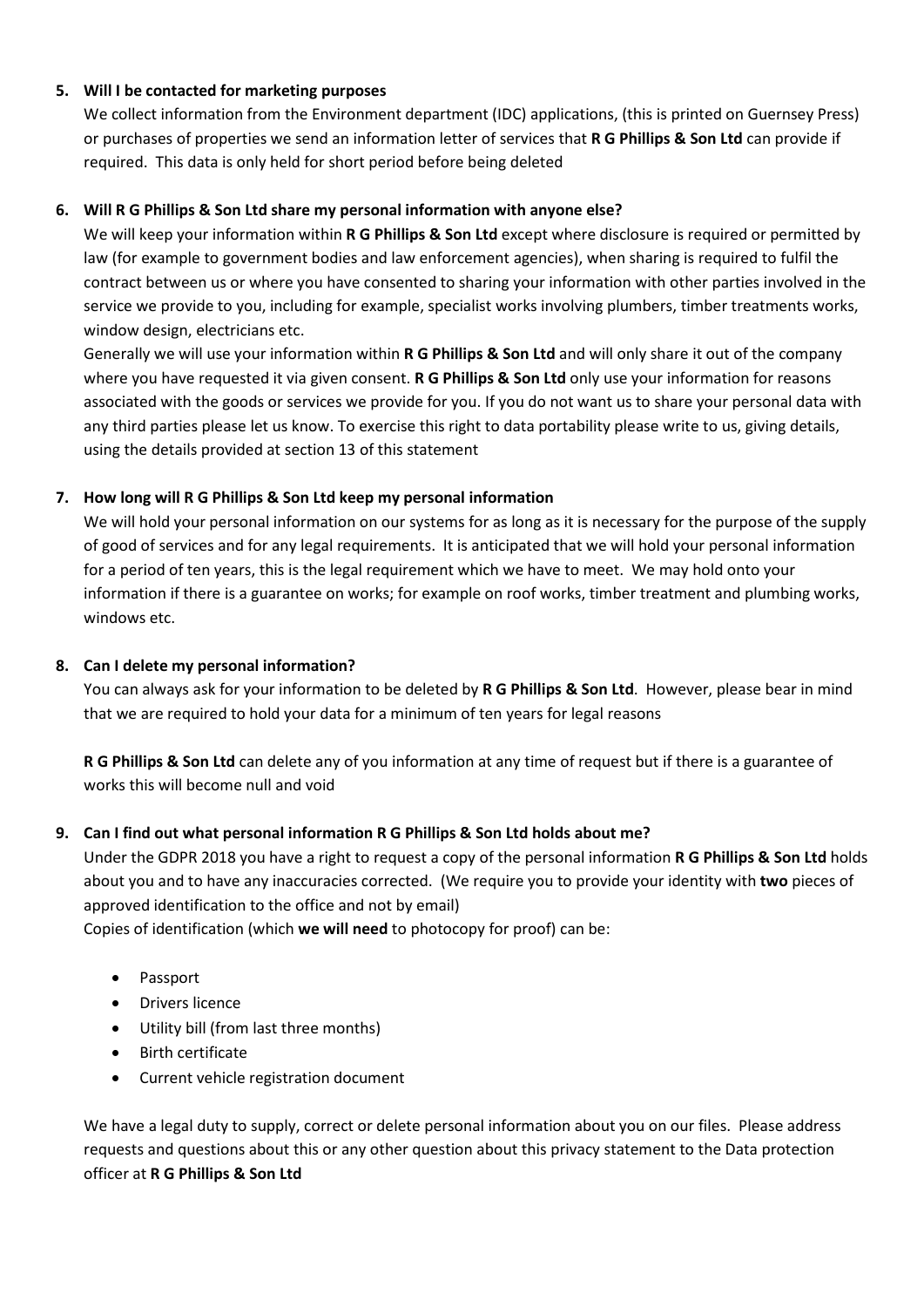5. **Will I be contacted for marketing purposes**

   We collect information from the Environment department (IDC) applications, (this is printed on Guernsey Press) or purchases of properties we send an information letter of services that **R G Phillips & Son Ltd** can provide if required. This data is only held for short period before being deleted

6. **Will R G Phillips & Son Ltd share my personal information with anyone else?**

   We will keep your information within **R G Phillips & Son Ltd** except where disclosure is required or permitted by law (for example to government bodies and law enforcement agencies), when sharing is required to fulfil the contract between us or where you have consented to sharing your information with other parties involved in the service we provide to you, including for example, specialist works involving plumbers, timber treatments works, window design, electricians etc.

   Generally we will use your information within **R G Phillips & Son Ltd** and will only share it out of the company where you have requested it via given consent. **R G Phillips & Son Ltd** only use your information for reasons associated with the goods or services we provide for you. If you do not want us to share your personal data with any third parties please let us know. To exercise this right to data portability please write to us, giving details, using the details provided at section 13 of this statement

7. **How long will R G Phillips & Son Ltd keep my personal information**

   We will hold your personal information on our systems for as long as it is necessary for the purpose of the supply of good of services and for any legal requirements. It is anticipated that we will hold your personal information for a period of ten years, this is the legal requirement which we have to meet. We may hold onto your information if there is a guarantee on works; for example on roof works, timber treatment and plumbing works, windows etc.

8. **Can I delete my personal information?**

   You can always ask for your information to be deleted by **R G Phillips & Son Ltd**. However, please bear in mind that we are required to hold your data for a minimum of ten years for legal reasons

   **R G Phillips & Son Ltd** can delete any of you information at any time of request but if there is a guarantee of works this will become null and void

9. **Can I find out what personal information R G Phillips & Son Ltd holds about me?**

   Under the GDPR 2018 you have a right to request a copy of the personal information **R G Phillips & Son Ltd** holds about you and to have any inaccuracies corrected. (We require you to provide your identity with **two** pieces of approved identification to the office and not by email)

   Copies of identification (which **we will need** to photocopy for proof) can be:

   - Passport
   - Drivers licence
   - Utility bill (from last three months)
   - Birth certificate
   - Current vehicle registration document

   We have a legal duty to supply, correct or delete personal information about you on our files. Please address requests and questions about this or any other question about this privacy statement to the Data protection officer at **R G Phillips & Son Ltd**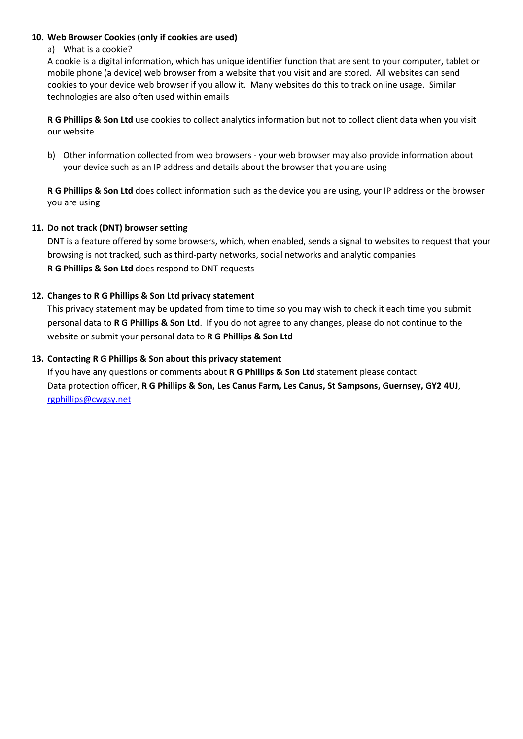**10. Web Browser Cookies (only if cookies are used)**

a) What is a cookie?

A cookie is a digital information, which has unique identifier function that are sent to your computer, tablet or mobile phone (a device) web browser from a website that you visit and are stored. All websites can send cookies to your device web browser if you allow it. Many websites do this to track online usage. Similar technologies are also often used within emails

**R G Phillips & Son Ltd** use cookies to collect analytics information but not to collect client data when you visit our website

b) Other information collected from web browsers - your web browser may also provide information about your device such as an IP address and details about the browser that you are using

**R G Phillips & Son Ltd** does collect information such as the device you are using, your IP address or the browser you are using

**11. Do not track (DNT) browser setting**

DNT is a feature offered by some browsers, which, when enabled, sends a signal to websites to request that your browsing is not tracked, such as third-party networks, social networks and analytic companies
**R G Phillips & Son Ltd** does respond to DNT requests

**12. Changes to R G Phillips & Son Ltd privacy statement**

This privacy statement may be updated from time to time so you may wish to check it each time you submit personal data to **R G Phillips & Son Ltd**. If you do not agree to any changes, please do not continue to the website or submit your personal data to **R G Phillips & Son Ltd**

**13. Contacting R G Phillips & Son about this privacy statement**

If you have any questions or comments about **R G Phillips & Son Ltd** statement please contact:
Data protection officer, **R G Phillips & Son, Les Canus Farm, Les Canus, St Sampsons, Guernsey, GY2 4UJ**, rgphillips@cwgsy.net